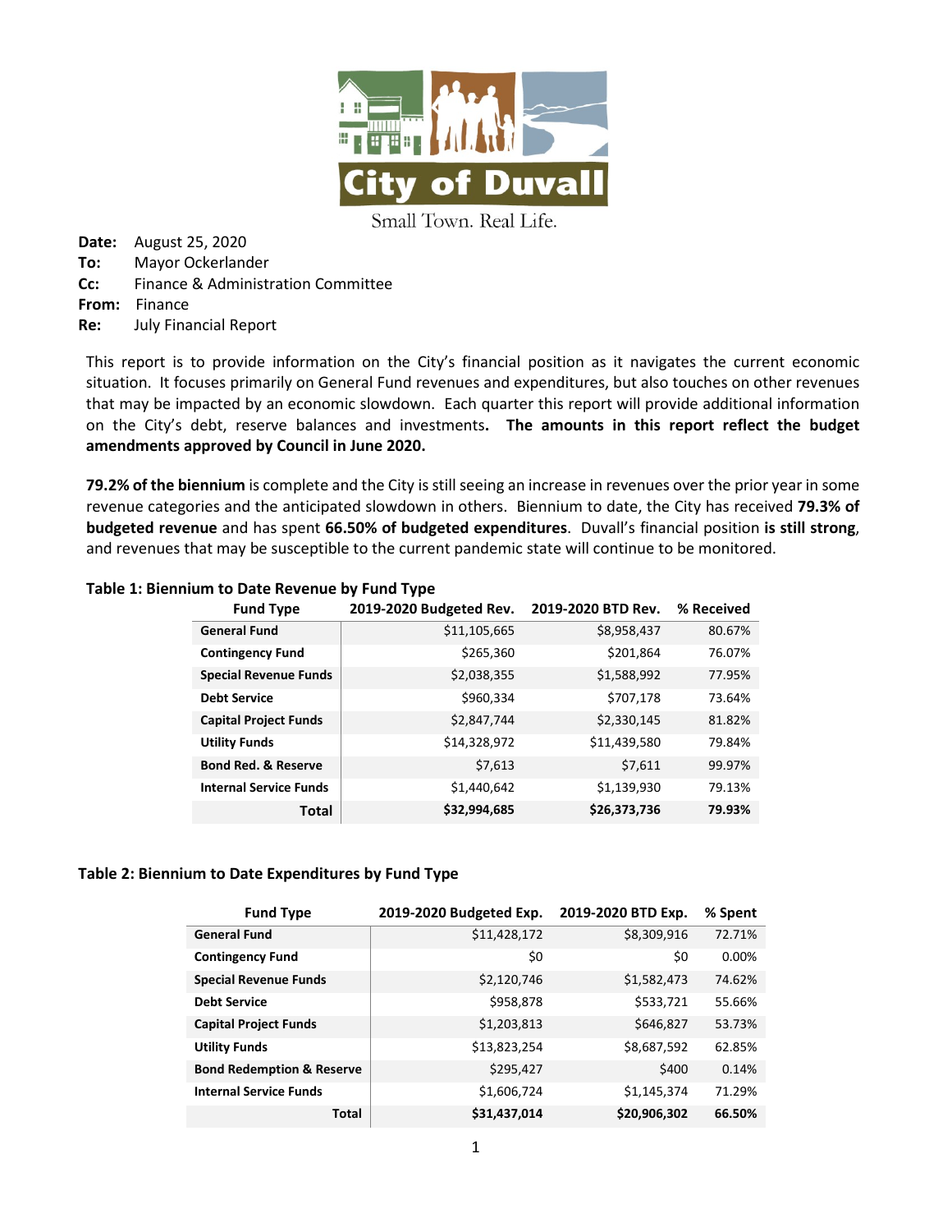City of Duvall

Small Town. Real Life.

**Date:** August 25, 2020
**To:** Mayor Ockerlander
**Cc:** Finance & Administration Committee
**From:** Finance
**Re:** July Financial Report

This report is to provide information on the City's financial position as it navigates the current economic situation. It focuses primarily on General Fund revenues and expenditures, but also touches on other revenues that may be impacted by an economic slowdown. Each quarter this report will provide additional information on the City's debt, reserve balances and investments**. The amounts in this report reflect the budget amendments approved by Council in June 2020.**

**79.2% of the biennium** is complete and the City is still seeing an increase in revenues over the prior year in some revenue categories and the anticipated slowdown in others. Biennium to date, the City has received **79.3% of budgeted revenue** and has spent **66.50% of budgeted expenditures**. Duvall's financial position **is still strong**, and revenues that may be susceptible to the current pandemic state will continue to be monitored.

**Table 1: Biennium to Date Revenue by Fund Type**

| Fund Type | 2019-2020 Budgeted Rev. | 2019-2020 BTD Rev. | % Received |
|---|---|---|---|
| General Fund | $11,105,665 | $8,958,437 | 80.67% |
| Contingency Fund | $265,360 | $201,864 | 76.07% |
| Special Revenue Funds | $2,038,355 | $1,588,992 | 77.95% |
| Debt Service | $960,334 | $707,178 | 73.64% |
| Capital Project Funds | $2,847,744 | $2,330,145 | 81.82% |
| Utility Funds | $14,328,972 | $11,439,580 | 79.84% |
| Bond Red. & Reserve | $7,613 | $7,611 | 99.97% |
| Internal Service Funds | $1,440,642 | $1,139,930 | 79.13% |
| **Total** | **$32,994,685** | **$26,373,736** | **79.93%** |

**Table 2: Biennium to Date Expenditures by Fund Type**

| Fund Type | 2019-2020 Budgeted Exp. | 2019-2020 BTD Exp. | % Spent |
|---|---|---|---|
| General Fund | $11,428,172 | $8,309,916 | 72.71% |
| Contingency Fund | $0 | $0 | 0.00% |
| Special Revenue Funds | $2,120,746 | $1,582,473 | 74.62% |
| Debt Service | $958,878 | $533,721 | 55.66% |
| Capital Project Funds | $1,203,813 | $646,827 | 53.73% |
| Utility Funds | $13,823,254 | $8,687,592 | 62.85% |
| Bond Redemption & Reserve | $295,427 | $400 | 0.14% |
| Internal Service Funds | $1,606,724 | $1,145,374 | 71.29% |
| **Total** | **$31,437,014** | **$20,906,302** | **66.50%** |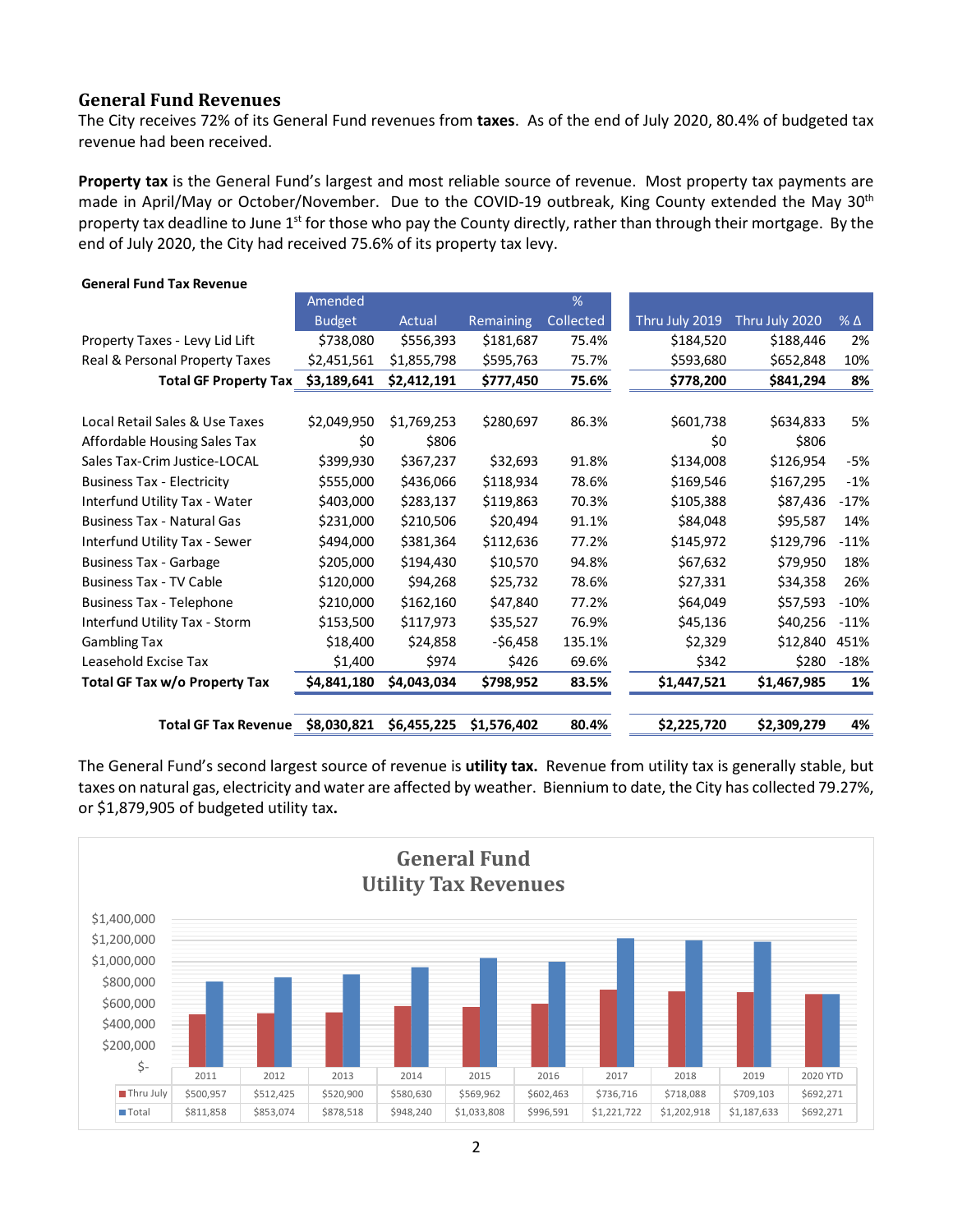## General Fund Revenues

The City receives 72% of its General Fund revenues from **taxes**. As of the end of July 2020, 80.4% of budgeted tax revenue had been received.

**Property tax** is the General Fund's largest and most reliable source of revenue. Most property tax payments are made in April/May or October/November. Due to the COVID-19 outbreak, King County extended the May 30th property tax deadline to June 1st for those who pay the County directly, rather than through their mortgage. By the end of July 2020, the City had received 75.6% of its property tax levy.

**General Fund Tax Revenue**

| | Amended Budget | Actual | Remaining | % Collected | Thru July 2019 | Thru July 2020 | % Δ |
|---|---|---|---|---|---|---|---|
| Property Taxes - Levy Lid Lift | $738,080 | $556,393 | $181,687 | 75.4% | $184,520 | $188,446 | 2% |
| Real & Personal Property Taxes | $2,451,561 | $1,855,798 | $595,763 | 75.7% | $593,680 | $652,848 | 10% |
| **Total GF Property Tax** | **$3,189,641** | **$2,412,191** | **$777,450** | **75.6%** | **$778,200** | **$841,294** | **8%** |
| | | | | | | | |
| Local Retail Sales & Use Taxes | $2,049,950 | $1,769,253 | $280,697 | 86.3% | $601,738 | $634,833 | 5% |
| Affordable Housing Sales Tax | $0 | $806 | | | $0 | $806 | |
| Sales Tax-Crim Justice-LOCAL | $399,930 | $367,237 | $32,693 | 91.8% | $134,008 | $126,954 | -5% |
| Business Tax - Electricity | $555,000 | $436,066 | $118,934 | 78.6% | $169,546 | $167,295 | -1% |
| Interfund Utility Tax - Water | $403,000 | $283,137 | $119,863 | 70.3% | $105,388 | $87,436 | -17% |
| Business Tax - Natural Gas | $231,000 | $210,506 | $20,494 | 91.1% | $84,048 | $95,587 | 14% |
| Interfund Utility Tax - Sewer | $494,000 | $381,364 | $112,636 | 77.2% | $145,972 | $129,796 | -11% |
| Business Tax - Garbage | $205,000 | $194,430 | $10,570 | 94.8% | $67,632 | $79,950 | 18% |
| Business Tax - TV Cable | $120,000 | $94,268 | $25,732 | 78.6% | $27,331 | $34,358 | 26% |
| Business Tax - Telephone | $210,000 | $162,160 | $47,840 | 77.2% | $64,049 | $57,593 | -10% |
| Interfund Utility Tax - Storm | $153,500 | $117,973 | $35,527 | 76.9% | $45,136 | $40,256 | -11% |
| Gambling Tax | $18,400 | $24,858 | -$6,458 | 135.1% | $2,329 | $12,840 | 451% |
| Leasehold Excise Tax | $1,400 | $974 | $426 | 69.6% | $342 | $280 | -18% |
| **Total GF Tax w/o Property Tax** | **$4,841,180** | **$4,043,034** | **$798,952** | **83.5%** | **$1,447,521** | **$1,467,985** | **1%** |
| | | | | | | | |
| **Total GF Tax Revenue** | **$8,030,821** | **$6,455,225** | **$1,576,402** | **80.4%** | **$2,225,720** | **$2,309,279** | **4%** |

The General Fund's second largest source of revenue is **utility tax.** Revenue from utility tax is generally stable, but taxes on natural gas, electricity and water are affected by weather. Biennium to date, the City has collected 79.27%, or $1,879,905 of budgeted utility tax**.**

General Fund
Utility Tax Revenues

$1,400,000
$1,200,000
$1,000,000
$800,000
$600,000
$400,000
$200,000
$-

2011 2012 2013 2014 2015 2016 2017 2018 2019 2020 YTD

Thru July: $500,957 $512,425 $520,900 $580,630 $569,962 $602,463 $736,716 $718,088 $709,103 $692,271

Total: $811,858 $853,074 $878,518 $948,240 $1,033,808 $996,591 $1,221,722 $1,202,918 $1,187,633 $692,271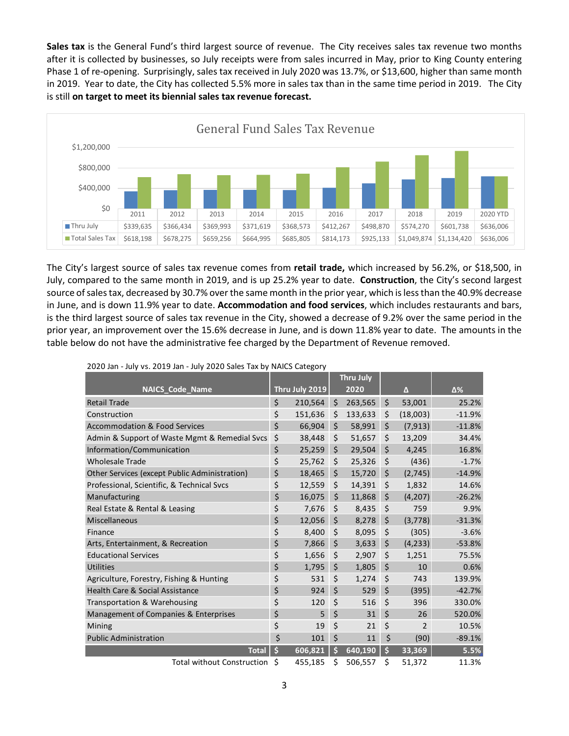**Sales tax** is the General Fund's third largest source of revenue. The City receives sales tax revenue two months after it is collected by businesses, so July receipts were from sales incurred in May, prior to King County entering Phase 1 of re-opening. Surprisingly, sales tax received in July 2020 was 13.7%, or $13,600, higher than same month in 2019. Year to date, the City has collected 5.5% more in sales tax than in the same time period in 2019. The City is still **on target to meet its biennial sales tax revenue forecast.**

General Fund Sales Tax Revenue

$1,200,000
$800,000
$400,000
$0

2011 2012 2013 2014 2015 2016 2017 2018 2019 2020 YTD

Thru July $339,635 $366,434 $369,993 $371,619 $368,573 $412,267 $498,870 $574,270 $601,738 $636,006

Total Sales Tax $618,198 $678,275 $659,256 $664,995 $685,805 $814,173 $925,133 $1,049,874 $1,134,420 $636,006

The City's largest source of sales tax revenue comes from **retail trade,** which increased by 56.2%, or $18,500, in July, compared to the same month in 2019, and is up 25.2% year to date. **Construction**, the City's second largest source of sales tax, decreased by 30.7% over the same month in the prior year, which is less than the 40.9% decrease in June, and is down 11.9% year to date. **Accommodation and food services**, which includes restaurants and bars, is the third largest source of sales tax revenue in the City, showed a decrease of 9.2% over the same period in the prior year, an improvement over the 15.6% decrease in June, and is down 11.8% year to date. The amounts in the table below do not have the administrative fee charged by the Department of Revenue removed.

2020 Jan - July vs. 2019 Jan - July 2020 Sales Tax by NAICS Category

| NAICS_Code_Name | Thru July 2019 | Thru July 2020 | Δ | Δ% |
|---|---|---|---|---|
| Retail Trade | $ 210,564 | $ 263,565 | $ 53,001 | 25.2% |
| Construction | $ 151,636 | $ 133,633 | $ (18,003) | -11.9% |
| Accommodation & Food Services | $ 66,904 | $ 58,991 | $ (7,913) | -11.8% |
| Admin & Support of Waste Mgmt & Remedial Svcs | $ 38,448 | $ 51,657 | $ 13,209 | 34.4% |
| Information/Communication | $ 25,259 | $ 29,504 | $ 4,245 | 16.8% |
| Wholesale Trade | $ 25,762 | $ 25,326 | $ (436) | -1.7% |
| Other Services (except Public Administration) | $ 18,465 | $ 15,720 | $ (2,745) | -14.9% |
| Professional, Scientific, & Technical Svcs | $ 12,559 | $ 14,391 | $ 1,832 | 14.6% |
| Manufacturing | $ 16,075 | $ 11,868 | $ (4,207) | -26.2% |
| Real Estate & Rental & Leasing | $ 7,676 | $ 8,435 | $ 759 | 9.9% |
| Miscellaneous | $ 12,056 | $ 8,278 | $ (3,778) | -31.3% |
| Finance | $ 8,400 | $ 8,095 | $ (305) | -3.6% |
| Arts, Entertainment, & Recreation | $ 7,866 | $ 3,633 | $ (4,233) | -53.8% |
| Educational Services | $ 1,656 | $ 2,907 | $ 1,251 | 75.5% |
| Utilities | $ 1,795 | $ 1,805 | $ 10 | 0.6% |
| Agriculture, Forestry, Fishing & Hunting | $ 531 | $ 1,274 | $ 743 | 139.9% |
| Health Care & Social Assistance | $ 924 | $ 529 | $ (395) | -42.7% |
| Transportation & Warehousing | $ 120 | $ 516 | $ 396 | 330.0% |
| Management of Companies & Enterprises | $ 5 | $ 31 | $ 26 | 520.0% |
| Mining | $ 19 | $ 21 | $ 2 | 10.5% |
| Public Administration | $ 101 | $ 11 | $ (90) | -89.1% |
| **Total** | **$ 606,821** | **$ 640,190** | **$ 33,369** | **5.5%** |
| Total without Construction | $ 455,185 | $ 506,557 | $ 51,372 | 11.3% |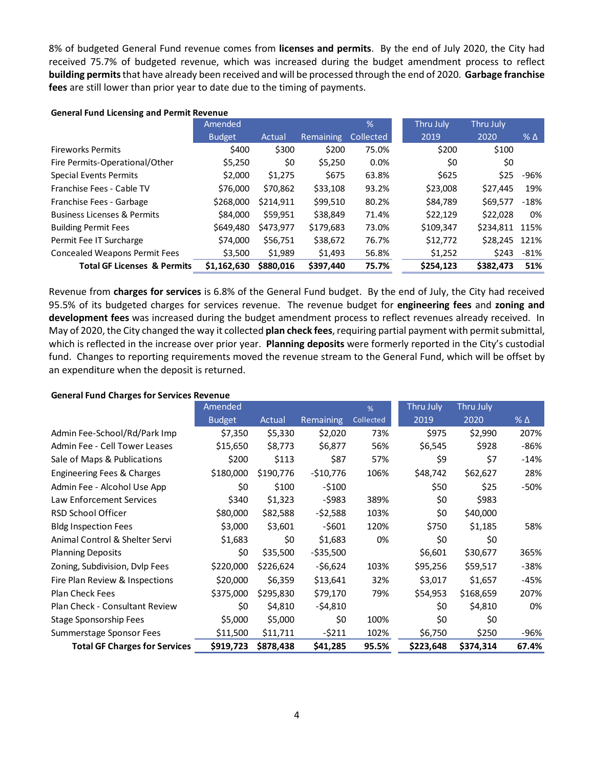8% of budgeted General Fund revenue comes from **licenses and permits**. By the end of July 2020, the City had received 75.7% of budgeted revenue, which was increased during the budget amendment process to reflect **building permits** that have already been received and will be processed through the end of 2020. **Garbage franchise fees** are still lower than prior year to date due to the timing of payments.

**General Fund Licensing and Permit Revenue**

| | Amended Budget | Actual | Remaining | % Collected | Thru July 2019 | Thru July 2020 | % Δ |
|---|---|---|---|---|---|---|---|
| Fireworks Permits | $400 | $300 | $200 | 75.0% | $200 | $100 | |
| Fire Permits-Operational/Other | $5,250 | $0 | $5,250 | 0.0% | $0 | $0 | |
| Special Events Permits | $2,000 | $1,275 | $675 | 63.8% | $625 | $25 | -96% |
| Franchise Fees - Cable TV | $76,000 | $70,862 | $33,108 | 93.2% | $23,008 | $27,445 | 19% |
| Franchise Fees - Garbage | $268,000 | $214,911 | $99,510 | 80.2% | $84,789 | $69,577 | -18% |
| Business Licenses & Permits | $84,000 | $59,951 | $38,849 | 71.4% | $22,129 | $22,028 | 0% |
| Building Permit Fees | $649,480 | $473,977 | $179,683 | 73.0% | $109,347 | $234,811 | 115% |
| Permit Fee IT Surcharge | $74,000 | $56,751 | $38,672 | 76.7% | $12,772 | $28,245 | 121% |
| Concealed Weapons Permit Fees | $3,500 | $1,989 | $1,493 | 56.8% | $1,252 | $243 | -81% |
| **Total GF Licenses & Permits** | **$1,162,630** | **$880,016** | **$397,440** | **75.7%** | **$254,123** | **$382,473** | **51%** |

Revenue from **charges for services** is 6.8% of the General Fund budget. By the end of July, the City had received 95.5% of its budgeted charges for services revenue. The revenue budget for **engineering fees** and **zoning and development fees** was increased during the budget amendment process to reflect revenues already received. In May of 2020, the City changed the way it collected **plan check fees**, requiring partial payment with permit submittal, which is reflected in the increase over prior year. **Planning deposits** were formerly reported in the City's custodial fund. Changes to reporting requirements moved the revenue stream to the General Fund, which will be offset by an expenditure when the deposit is returned.

**General Fund Charges for Services Revenue**

| | Amended Budget | Actual | Remaining | % Collected | Thru July 2019 | Thru July 2020 | % Δ |
|---|---|---|---|---|---|---|---|
| Admin Fee-School/Rd/Park Imp | $7,350 | $5,330 | $2,020 | 73% | $975 | $2,990 | 207% |
| Admin Fee - Cell Tower Leases | $15,650 | $8,773 | $6,877 | 56% | $6,545 | $928 | -86% |
| Sale of Maps & Publications | $200 | $113 | $87 | 57% | $9 | $7 | -14% |
| Engineering Fees & Charges | $180,000 | $190,776 | -$10,776 | 106% | $48,742 | $62,627 | 28% |
| Admin Fee - Alcohol Use App | $0 | $100 | -$100 | | $50 | $25 | -50% |
| Law Enforcement Services | $340 | $1,323 | -$983 | 389% | $0 | $983 | |
| RSD School Officer | $80,000 | $82,588 | -$2,588 | 103% | $0 | $40,000 | |
| Bldg Inspection Fees | $3,000 | $3,601 | -$601 | 120% | $750 | $1,185 | 58% |
| Animal Control & Shelter Servi | $1,683 | $0 | $1,683 | 0% | $0 | $0 | |
| Planning Deposits | $0 | $35,500 | -$35,500 | | $6,601 | $30,677 | 365% |
| Zoning, Subdivision, Dvlp Fees | $220,000 | $226,624 | -$6,624 | 103% | $95,256 | $59,517 | -38% |
| Fire Plan Review & Inspections | $20,000 | $6,359 | $13,641 | 32% | $3,017 | $1,657 | -45% |
| Plan Check Fees | $375,000 | $295,830 | $79,170 | 79% | $54,953 | $168,659 | 207% |
| Plan Check - Consultant Review | $0 | $4,810 | -$4,810 | | $0 | $4,810 | 0% |
| Stage Sponsorship Fees | $5,000 | $5,000 | $0 | 100% | $0 | $0 | |
| Summerstage Sponsor Fees | $11,500 | $11,711 | -$211 | 102% | $6,750 | $250 | -96% |
| **Total GF Charges for Services** | **$919,723** | **$878,438** | **$41,285** | **95.5%** | **$223,648** | **$374,314** | **67.4%** |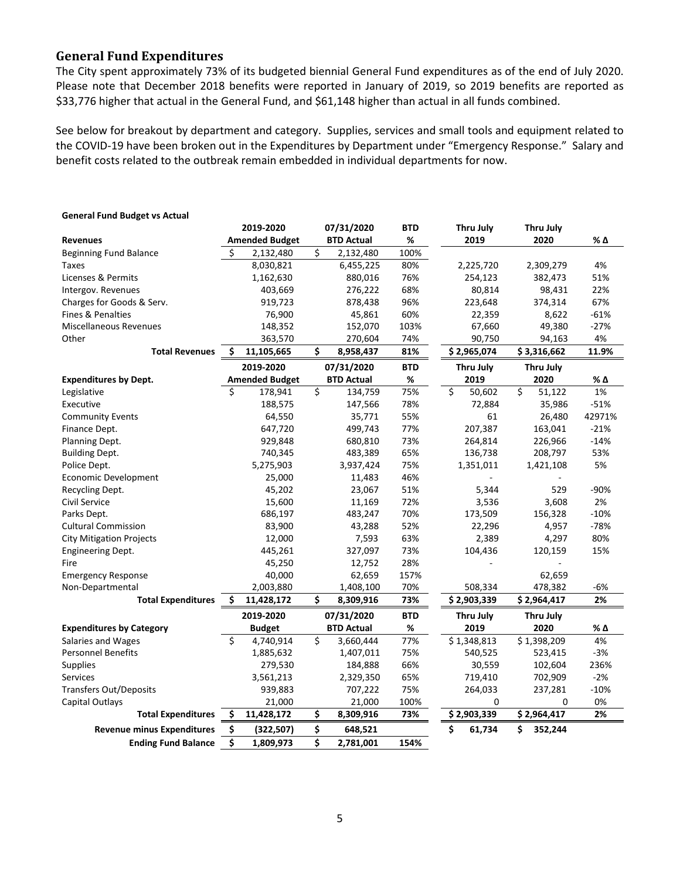## General Fund Expenditures

The City spent approximately 73% of its budgeted biennial General Fund expenditures as of the end of July 2020. Please note that December 2018 benefits were reported in January of 2019, so 2019 benefits are reported as $33,776 higher that actual in the General Fund, and $61,148 higher than actual in all funds combined.

See below for breakout by department and category. Supplies, services and small tools and equipment related to the COVID-19 have been broken out in the Expenditures by Department under "Emergency Response." Salary and benefit costs related to the outbreak remain embedded in individual departments for now.

**General Fund Budget vs Actual**

| Revenues | 2019-2020 Amended Budget | 07/31/2020 BTD Actual | BTD % | Thru July 2019 | Thru July 2020 | % Δ |
|---|---|---|---|---|---|---|
| Beginning Fund Balance | $ 2,132,480 | $ 2,132,480 | 100% | | | |
| Taxes | 8,030,821 | 6,455,225 | 80% | 2,225,720 | 2,309,279 | 4% |
| Licenses & Permits | 1,162,630 | 880,016 | 76% | 254,123 | 382,473 | 51% |
| Intergov. Revenues | 403,669 | 276,222 | 68% | 80,814 | 98,431 | 22% |
| Charges for Goods & Serv. | 919,723 | 878,438 | 96% | 223,648 | 374,314 | 67% |
| Fines & Penalties | 76,900 | 45,861 | 60% | 22,359 | 8,622 | -61% |
| Miscellaneous Revenues | 148,352 | 152,070 | 103% | 67,660 | 49,380 | -27% |
| Other | 363,570 | 270,604 | 74% | 90,750 | 94,163 | 4% |
| **Total Revenues** | **$ 11,105,665** | **$ 8,958,437** | **81%** | **$ 2,965,074** | **$ 3,316,662** | **11.9%** |
| **Expenditures by Dept.** | **2019-2020 Amended Budget** | **07/31/2020 BTD Actual** | **BTD %** | **Thru July 2019** | **Thru July 2020** | **% Δ** |
| Legislative | $ 178,941 | $ 134,759 | 75% | $ 50,602 | $ 51,122 | 1% |
| Executive | 188,575 | 147,566 | 78% | 72,884 | 35,986 | -51% |
| Community Events | 64,550 | 35,771 | 55% | 61 | 26,480 | 42971% |
| Finance Dept. | 647,720 | 499,743 | 77% | 207,387 | 163,041 | -21% |
| Planning Dept. | 929,848 | 680,810 | 73% | 264,814 | 226,966 | -14% |
| Building Dept. | 740,345 | 483,389 | 65% | 136,738 | 208,797 | 53% |
| Police Dept. | 5,275,903 | 3,937,424 | 75% | 1,351,011 | 1,421,108 | 5% |
| Economic Development | 25,000 | 11,483 | 46% | - | - | |
| Recycling Dept. | 45,202 | 23,067 | 51% | 5,344 | 529 | -90% |
| Civil Service | 15,600 | 11,169 | 72% | 3,536 | 3,608 | 2% |
| Parks Dept. | 686,197 | 483,247 | 70% | 173,509 | 156,328 | -10% |
| Cultural Commission | 83,900 | 43,288 | 52% | 22,296 | 4,957 | -78% |
| City Mitigation Projects | 12,000 | 7,593 | 63% | 2,389 | 4,297 | 80% |
| Engineering Dept. | 445,261 | 327,097 | 73% | 104,436 | 120,159 | 15% |
| Fire | 45,250 | 12,752 | 28% | - | - | |
| Emergency Response | 40,000 | 62,659 | 157% | | 62,659 | |
| Non-Departmental | 2,003,880 | 1,408,100 | 70% | 508,334 | 478,382 | -6% |
| **Total Expenditures** | **$ 11,428,172** | **$ 8,309,916** | **73%** | **$ 2,903,339** | **$ 2,964,417** | **2%** |
| **Expenditures by Category** | **2019-2020 Budget** | **07/31/2020 BTD Actual** | **BTD %** | **Thru July 2019** | **Thru July 2020** | **% Δ** |
| Salaries and Wages | $ 4,740,914 | $ 3,660,444 | 77% | $ 1,348,813 | $ 1,398,209 | 4% |
| Personnel Benefits | 1,885,632 | 1,407,011 | 75% | 540,525 | 523,415 | -3% |
| Supplies | 279,530 | 184,888 | 66% | 30,559 | 102,604 | 236% |
| Services | 3,561,213 | 2,329,350 | 65% | 719,410 | 702,909 | -2% |
| Transfers Out/Deposits | 939,883 | 707,222 | 75% | 264,033 | 237,281 | -10% |
| Capital Outlays | 21,000 | 21,000 | 100% | 0 | 0 | 0% |
| **Total Expenditures** | **$ 11,428,172** | **$ 8,309,916** | **73%** | **$ 2,903,339** | **$ 2,964,417** | **2%** |
| **Revenue minus Expenditures** | **$ (322,507)** | **$ 648,521** | | **$ 61,734** | **$ 352,244** | |
| **Ending Fund Balance** | **$ 1,809,973** | **$ 2,781,001** | **154%** | | | |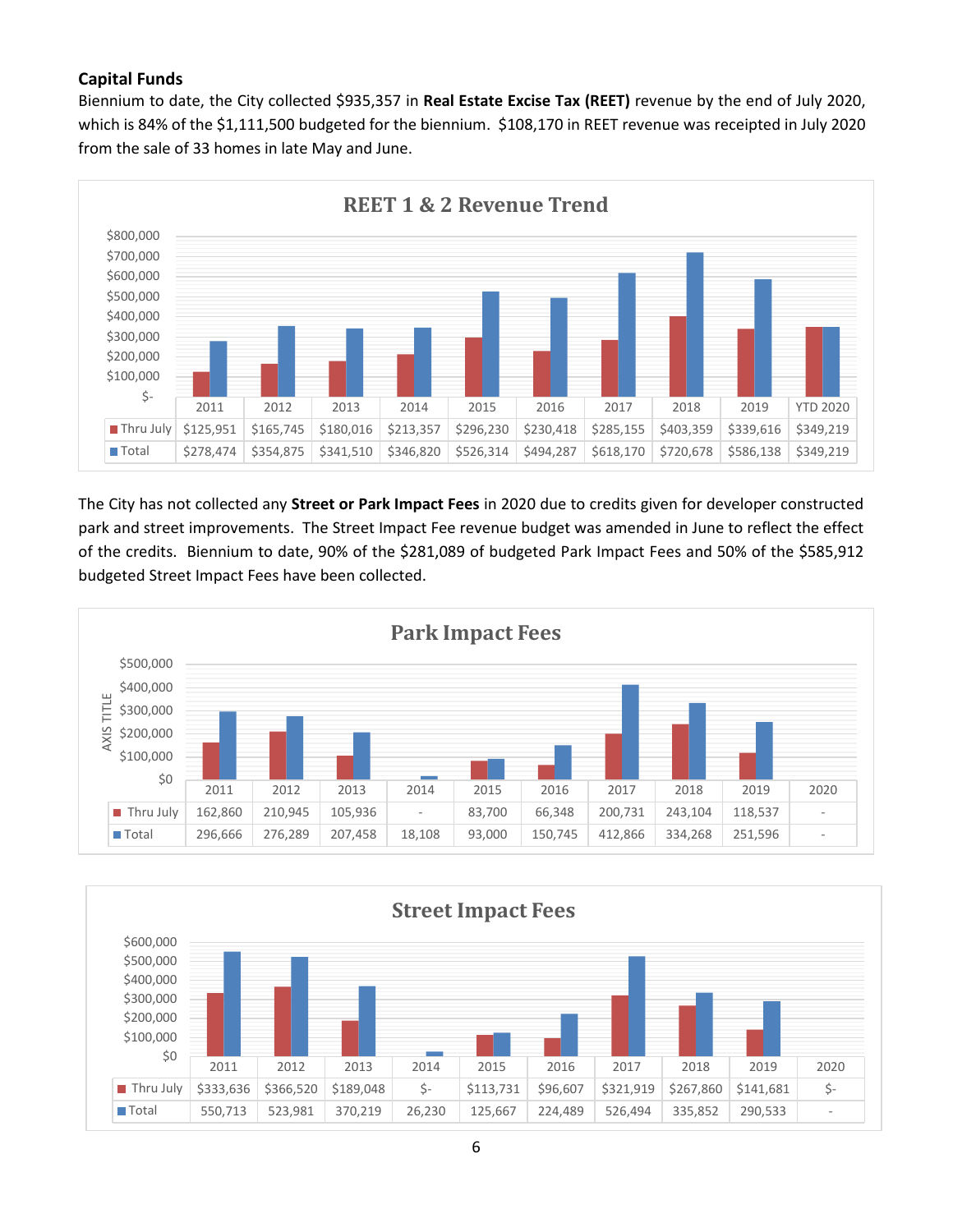**Capital Funds**

Biennium to date, the City collected $935,357 in **Real Estate Excise Tax (REET)** revenue by the end of July 2020, which is 84% of the $1,111,500 budgeted for the biennium. $108,170 in REET revenue was receipted in July 2020 from the sale of 33 homes in late May and June.

REET 1 & 2 Revenue Trend

$800,000
$700,000
$600,000
$500,000
$400,000
$300,000
$200,000
$100,000
$-

2011 2012 2013 2014 2015 2016 2017 2018 2019 YTD 2020

Thru July $125,951 $165,745 $180,016 $213,357 $296,230 $230,418 $285,155 $403,359 $339,616 $349,219

Total $278,474 $354,875 $341,510 $346,820 $526,314 $494,287 $618,170 $720,678 $586,138 $349,219

The City has not collected any **Street or Park Impact Fees** in 2020 due to credits given for developer constructed park and street improvements. The Street Impact Fee revenue budget was amended in June to reflect the effect of the credits. Biennium to date, 90% of the $281,089 of budgeted Park Impact Fees and 50% of the $585,912 budgeted Street Impact Fees have been collected.

Park Impact Fees

AXIS TITLE

$500,000
$400,000
$300,000
$200,000
$100,000
$0

2011 2012 2013 2014 2015 2016 2017 2018 2019 2020

Thru July 162,860 210,945 105,936 - 83,700 66,348 200,731 243,104 118,537 -

Total 296,666 276,289 207,458 18,108 93,000 150,745 412,866 334,268 251,596 -

Street Impact Fees

$600,000
$500,000
$400,000
$300,000
$200,000
$100,000
$0

2011 2012 2013 2014 2015 2016 2017 2018 2019 2020

Thru July $333,636 $366,520 $189,048 $- $113,731 $96,607 $321,919 $267,860 $141,681 $-

Total 550,713 523,981 370,219 26,230 125,667 224,489 526,494 335,852 290,533 -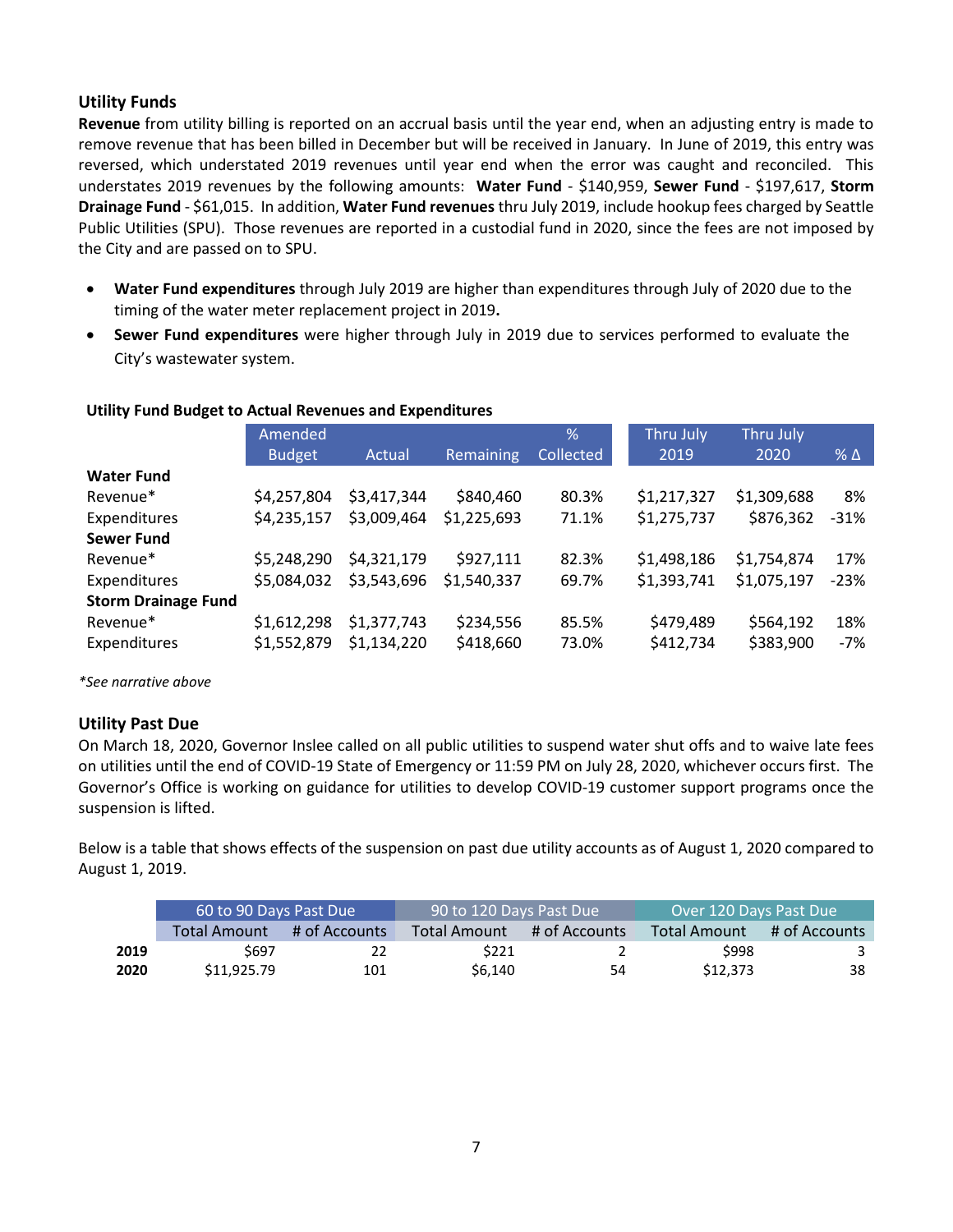### Utility Funds

**Revenue** from utility billing is reported on an accrual basis until the year end, when an adjusting entry is made to remove revenue that has been billed in December but will be received in January. In June of 2019, this entry was reversed, which understated 2019 revenues until year end when the error was caught and reconciled. This understates 2019 revenues by the following amounts: **Water Fund** - $140,959, **Sewer Fund** - $197,617, **Storm Drainage Fund** - $61,015. In addition, **Water Fund revenues** thru July 2019, include hookup fees charged by Seattle Public Utilities (SPU). Those revenues are reported in a custodial fund in 2020, since the fees are not imposed by the City and are passed on to SPU.

- **Water Fund expenditures** through July 2019 are higher than expenditures through July of 2020 due to the timing of the water meter replacement project in 2019**.**
- **Sewer Fund expenditures** were higher through July in 2019 due to services performed to evaluate the City's wastewater system.

**Utility Fund Budget to Actual Revenues and Expenditures**

| | Amended Budget | Actual | Remaining | % Collected | Thru July 2019 | Thru July 2020 | % Δ |
|---|---|---|---|---|---|---|---|
| **Water Fund** | | | | | | | |
| Revenue* | $4,257,804 | $3,417,344 | $840,460 | 80.3% | $1,217,327 | $1,309,688 | 8% |
| Expenditures | $4,235,157 | $3,009,464 | $1,225,693 | 71.1% | $1,275,737 | $876,362 | -31% |
| **Sewer Fund** | | | | | | | |
| Revenue* | $5,248,290 | $4,321,179 | $927,111 | 82.3% | $1,498,186 | $1,754,874 | 17% |
| Expenditures | $5,084,032 | $3,543,696 | $1,540,337 | 69.7% | $1,393,741 | $1,075,197 | -23% |
| **Storm Drainage Fund** | | | | | | | |
| Revenue* | $1,612,298 | $1,377,743 | $234,556 | 85.5% | $479,489 | $564,192 | 18% |
| Expenditures | $1,552,879 | $1,134,220 | $418,660 | 73.0% | $412,734 | $383,900 | -7% |

*\*See narrative above*

### Utility Past Due

On March 18, 2020, Governor Inslee called on all public utilities to suspend water shut offs and to waive late fees on utilities until the end of COVID-19 State of Emergency or 11:59 PM on July 28, 2020, whichever occurs first. The Governor's Office is working on guidance for utilities to develop COVID-19 customer support programs once the suspension is lifted.

Below is a table that shows effects of the suspension on past due utility accounts as of August 1, 2020 compared to August 1, 2019.

| | 60 to 90 Days Past Due | | 90 to 120 Days Past Due | | Over 120 Days Past Due | |
|---|---|---|---|---|---|---|
| | Total Amount | # of Accounts | Total Amount | # of Accounts | Total Amount | # of Accounts |
| **2019** | $697 | 22 | $221 | 2 | $998 | 3 |
| **2020** | $11,925.79 | 101 | $6,140 | 54 | $12,373 | 38 |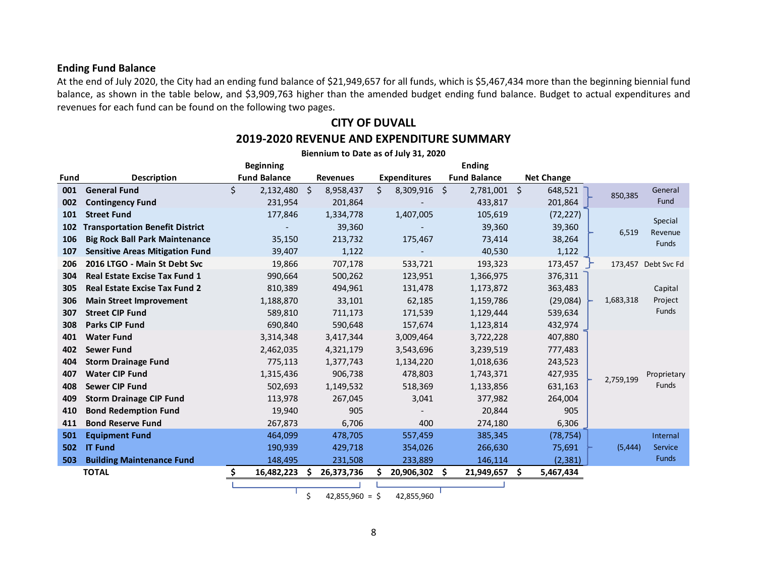## Ending Fund Balance

At the end of July 2020, the City had an ending fund balance of $21,949,657 for all funds, which is $5,467,434 more than the beginning biennial fund balance, as shown in the table below, and $3,909,763 higher than the amended budget ending fund balance. Budget to actual expenditures and revenues for each fund can be found on the following two pages.

### CITY OF DUVALL
### 2019-2020 REVENUE AND EXPENDITURE SUMMARY

**Biennium to Date as of July 31, 2020**

| Fund | Description | Beginning Fund Balance | Revenues | Expenditures | Ending Fund Balance | Net Change | Fund Type Net Change | Fund Type |
|---|---|---|---|---|---|---|---|---|
| **001** | **General Fund** | $ 2,132,480 | $ 8,958,437 | $ 8,309,916 | $ 2,781,001 | $ 648,521 | 850,385 | General Fund |
| **002** | **Contingency Fund** | 231,954 | 201,864 | - | 433,817 | 201,864 | | |
| **101** | **Street Fund** | 177,846 | 1,334,778 | 1,407,005 | 105,619 | (72,227) | 6,519 | Special Revenue Funds |
| **102** | **Transportation Benefit District** | - | 39,360 | - | 39,360 | 39,360 | | |
| **106** | **Big Rock Ball Park Maintenance** | 35,150 | 213,732 | 175,467 | 73,414 | 38,264 | | |
| **107** | **Sensitive Areas Mitigation Fund** | 39,407 | 1,122 | - | 40,530 | 1,122 | | |
| **206** | **2016 LTGO - Main St Debt Svc** | 19,866 | 707,178 | 533,721 | 193,323 | 173,457 | 173,457 | Debt Svc Fd |
| **304** | **Real Estate Excise Tax Fund 1** | 990,664 | 500,262 | 123,951 | 1,366,975 | 376,311 | 1,683,318 | Capital Project Funds |
| **305** | **Real Estate Excise Tax Fund 2** | 810,389 | 494,961 | 131,478 | 1,173,872 | 363,483 | | |
| **306** | **Main Street Improvement** | 1,188,870 | 33,101 | 62,185 | 1,159,786 | (29,084) | | |
| **307** | **Street CIP Fund** | 589,810 | 711,173 | 171,539 | 1,129,444 | 539,634 | | |
| **308** | **Parks CIP Fund** | 690,840 | 590,648 | 157,674 | 1,123,814 | 432,974 | | |
| **401** | **Water Fund** | 3,314,348 | 3,417,344 | 3,009,464 | 3,722,228 | 407,880 | 2,759,199 | Proprietary Funds |
| **402** | **Sewer Fund** | 2,462,035 | 4,321,179 | 3,543,696 | 3,239,519 | 777,483 | | |
| **404** | **Storm Drainage Fund** | 775,113 | 1,377,743 | 1,134,220 | 1,018,636 | 243,523 | | |
| **407** | **Water CIP Fund** | 1,315,436 | 906,738 | 478,803 | 1,743,371 | 427,935 | | |
| **408** | **Sewer CIP Fund** | 502,693 | 1,149,532 | 518,369 | 1,133,856 | 631,163 | | |
| **409** | **Storm Drainage CIP Fund** | 113,978 | 267,045 | 3,041 | 377,982 | 264,004 | | |
| **410** | **Bond Redemption Fund** | 19,940 | 905 | - | 20,844 | 905 | | |
| **411** | **Bond Reserve Fund** | 267,873 | 6,706 | 400 | 274,180 | 6,306 | | |
| **501** | **Equipment Fund** | 464,099 | 478,705 | 557,459 | 385,345 | (78,754) | (5,444) | Internal Service Funds |
| **502** | **IT Fund** | 190,939 | 429,718 | 354,026 | 266,630 | 75,691 | | |
| **503** | **Building Maintenance Fund** | 148,495 | 231,508 | 233,889 | 146,114 | (2,381) | | |
| | **TOTAL** | **$ 16,482,223** | **$ 26,373,736** | **$ 20,906,302** | **$ 21,949,657** | **$ 5,467,434** | | |

$ 42,855,960 = $ 42,855,960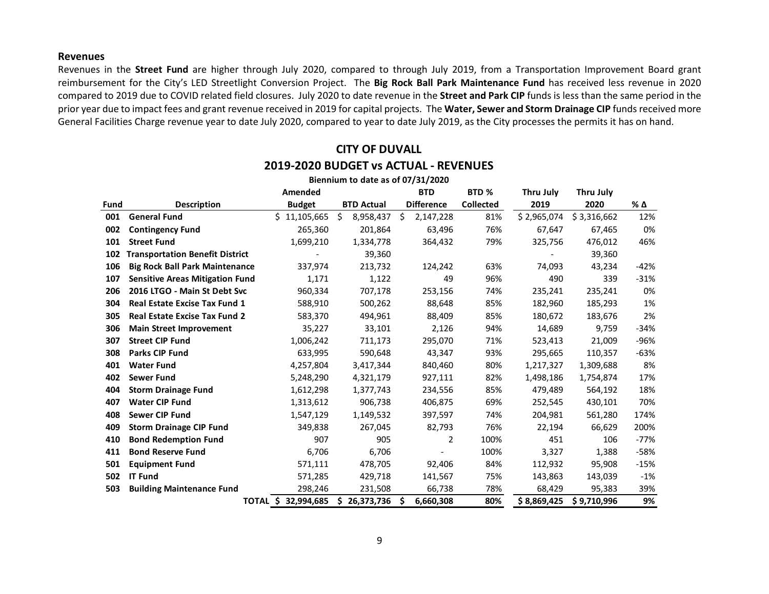**Revenues**

Revenues in the **Street Fund** are higher through July 2020, compared to through July 2019, from a Transportation Improvement Board grant reimbursement for the City's LED Streetlight Conversion Project. The **Big Rock Ball Park Maintenance Fund** has received less revenue in 2020 compared to 2019 due to COVID related field closures. July 2020 to date revenue in the **Street and Park CIP** funds is less than the same period in the prior year due to impact fees and grant revenue received in 2019 for capital projects. The **Water, Sewer and Storm Drainage CIP** funds received more General Facilities Charge revenue year to date July 2020, compared to year to date July 2019, as the City processes the permits it has on hand.

## CITY OF DUVALL

## 2019-2020 BUDGET vs ACTUAL - REVENUES

**Biennium to date as of 07/31/2020**

| Fund | Description | Amended Budget | BTD Actual | BTD Difference | BTD % Collected | Thru July 2019 | Thru July 2020 | % Δ |
|---|---|---|---|---|---|---|---|---|
| 001 | **General Fund** | $ 11,105,665 | $ 8,958,437 | $ 2,147,228 | 81% | $ 2,965,074 | $ 3,316,662 | 12% |
| 002 | **Contingency Fund** | 265,360 | 201,864 | 63,496 | 76% | 67,647 | 67,465 | 0% |
| 101 | **Street Fund** | 1,699,210 | 1,334,778 | 364,432 | 79% | 325,756 | 476,012 | 46% |
| 102 | **Transportation Benefit District** | - | 39,360 | | | - | 39,360 | |
| 106 | **Big Rock Ball Park Maintenance** | 337,974 | 213,732 | 124,242 | 63% | 74,093 | 43,234 | -42% |
| 107 | **Sensitive Areas Mitigation Fund** | 1,171 | 1,122 | 49 | 96% | 490 | 339 | -31% |
| 206 | **2016 LTGO - Main St Debt Svc** | 960,334 | 707,178 | 253,156 | 74% | 235,241 | 235,241 | 0% |
| 304 | **Real Estate Excise Tax Fund 1** | 588,910 | 500,262 | 88,648 | 85% | 182,960 | 185,293 | 1% |
| 305 | **Real Estate Excise Tax Fund 2** | 583,370 | 494,961 | 88,409 | 85% | 180,672 | 183,676 | 2% |
| 306 | **Main Street Improvement** | 35,227 | 33,101 | 2,126 | 94% | 14,689 | 9,759 | -34% |
| 307 | **Street CIP Fund** | 1,006,242 | 711,173 | 295,070 | 71% | 523,413 | 21,009 | -96% |
| 308 | **Parks CIP Fund** | 633,995 | 590,648 | 43,347 | 93% | 295,665 | 110,357 | -63% |
| 401 | **Water Fund** | 4,257,804 | 3,417,344 | 840,460 | 80% | 1,217,327 | 1,309,688 | 8% |
| 402 | **Sewer Fund** | 5,248,290 | 4,321,179 | 927,111 | 82% | 1,498,186 | 1,754,874 | 17% |
| 404 | **Storm Drainage Fund** | 1,612,298 | 1,377,743 | 234,556 | 85% | 479,489 | 564,192 | 18% |
| 407 | **Water CIP Fund** | 1,313,612 | 906,738 | 406,875 | 69% | 252,545 | 430,101 | 70% |
| 408 | **Sewer CIP Fund** | 1,547,129 | 1,149,532 | 397,597 | 74% | 204,981 | 561,280 | 174% |
| 409 | **Storm Drainage CIP Fund** | 349,838 | 267,045 | 82,793 | 76% | 22,194 | 66,629 | 200% |
| 410 | **Bond Redemption Fund** | 907 | 905 | 2 | 100% | 451 | 106 | -77% |
| 411 | **Bond Reserve Fund** | 6,706 | 6,706 | - | 100% | 3,327 | 1,388 | -58% |
| 501 | **Equipment Fund** | 571,111 | 478,705 | 92,406 | 84% | 112,932 | 95,908 | -15% |
| 502 | **IT Fund** | 571,285 | 429,718 | 141,567 | 75% | 143,863 | 143,039 | -1% |
| 503 | **Building Maintenance Fund** | 298,246 | 231,508 | 66,738 | 78% | 68,429 | 95,383 | 39% |
| | **TOTAL** | **$ 32,994,685** | **$ 26,373,736** | **$ 6,660,308** | **80%** | **$ 8,869,425** | **$ 9,710,996** | **9%** |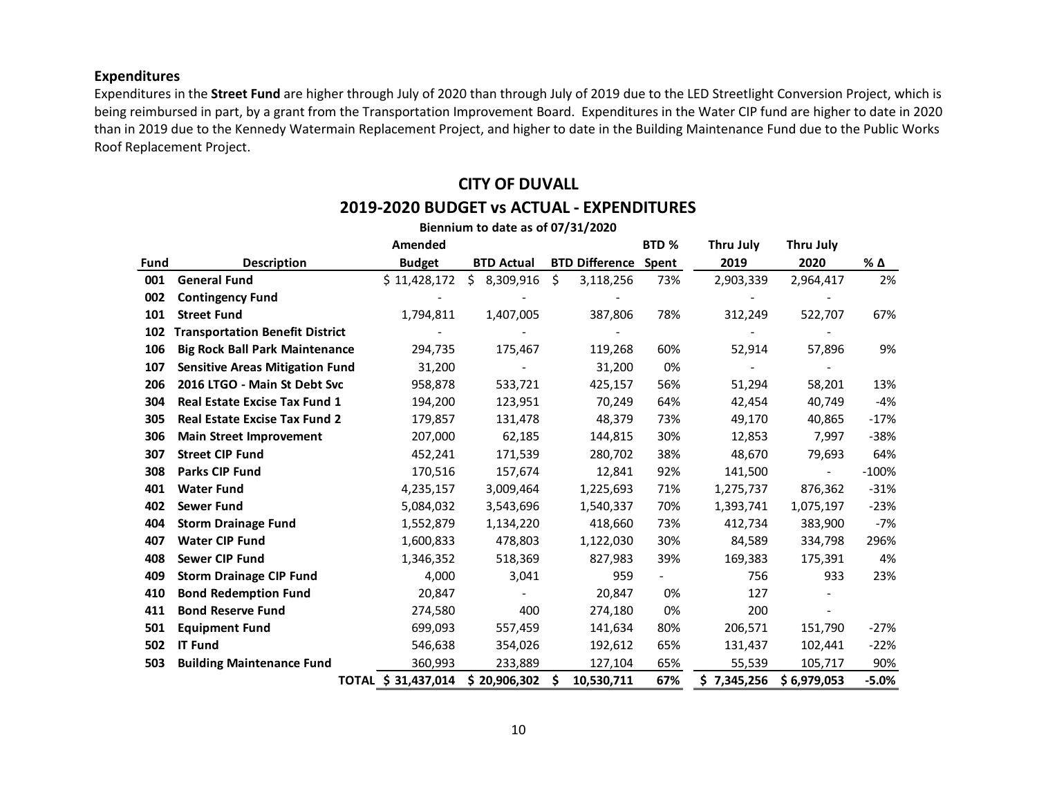### Expenditures

Expenditures in the **Street Fund** are higher through July of 2020 than through July of 2019 due to the LED Streetlight Conversion Project, which is being reimbursed in part, by a grant from the Transportation Improvement Board. Expenditures in the Water CIP fund are higher to date in 2020 than in 2019 due to the Kennedy Watermain Replacement Project, and higher to date in the Building Maintenance Fund due to the Public Works Roof Replacement Project.

## CITY OF DUVALL

## 2019-2020 BUDGET vs ACTUAL - EXPENDITURES

**Biennium to date as of 07/31/2020**

| Fund | Description | Amended Budget | BTD Actual | BTD Difference | BTD % Spent | Thru July 2019 | Thru July 2020 | % Δ |
|---|---|---|---|---|---|---|---|---|
| 001 | General Fund | $ 11,428,172 | $ 8,309,916 | $ 3,118,256 | 73% | 2,903,339 | 2,964,417 | 2% |
| 002 | Contingency Fund | - | - | - | | - | - | |
| 101 | Street Fund | 1,794,811 | 1,407,005 | 387,806 | 78% | 312,249 | 522,707 | 67% |
| 102 | Transportation Benefit District | - | - | - | | - | - | |
| 106 | Big Rock Ball Park Maintenance | 294,735 | 175,467 | 119,268 | 60% | 52,914 | 57,896 | 9% |
| 107 | Sensitive Areas Mitigation Fund | 31,200 | - | 31,200 | 0% | - | - | |
| 206 | 2016 LTGO - Main St Debt Svc | 958,878 | 533,721 | 425,157 | 56% | 51,294 | 58,201 | 13% |
| 304 | Real Estate Excise Tax Fund 1 | 194,200 | 123,951 | 70,249 | 64% | 42,454 | 40,749 | -4% |
| 305 | Real Estate Excise Tax Fund 2 | 179,857 | 131,478 | 48,379 | 73% | 49,170 | 40,865 | -17% |
| 306 | Main Street Improvement | 207,000 | 62,185 | 144,815 | 30% | 12,853 | 7,997 | -38% |
| 307 | Street CIP Fund | 452,241 | 171,539 | 280,702 | 38% | 48,670 | 79,693 | 64% |
| 308 | Parks CIP Fund | 170,516 | 157,674 | 12,841 | 92% | 141,500 | - | -100% |
| 401 | Water Fund | 4,235,157 | 3,009,464 | 1,225,693 | 71% | 1,275,737 | 876,362 | -31% |
| 402 | Sewer Fund | 5,084,032 | 3,543,696 | 1,540,337 | 70% | 1,393,741 | 1,075,197 | -23% |
| 404 | Storm Drainage Fund | 1,552,879 | 1,134,220 | 418,660 | 73% | 412,734 | 383,900 | -7% |
| 407 | Water CIP Fund | 1,600,833 | 478,803 | 1,122,030 | 30% | 84,589 | 334,798 | 296% |
| 408 | Sewer CIP Fund | 1,346,352 | 518,369 | 827,983 | 39% | 169,383 | 175,391 | 4% |
| 409 | Storm Drainage CIP Fund | 4,000 | 3,041 | 959 | - | 756 | 933 | 23% |
| 410 | Bond Redemption Fund | 20,847 | - | 20,847 | 0% | 127 | - | |
| 411 | Bond Reserve Fund | 274,580 | 400 | 274,180 | 0% | 200 | - | |
| 501 | Equipment Fund | 699,093 | 557,459 | 141,634 | 80% | 206,571 | 151,790 | -27% |
| 502 | IT Fund | 546,638 | 354,026 | 192,612 | 65% | 131,437 | 102,441 | -22% |
| 503 | Building Maintenance Fund | 360,993 | 233,889 | 127,104 | 65% | 55,539 | 105,717 | 90% |
| | TOTAL | $ 31,437,014 | $ 20,906,302 | $ 10,530,711 | 67% | $ 7,345,256 | $ 6,979,053 | -5.0% |